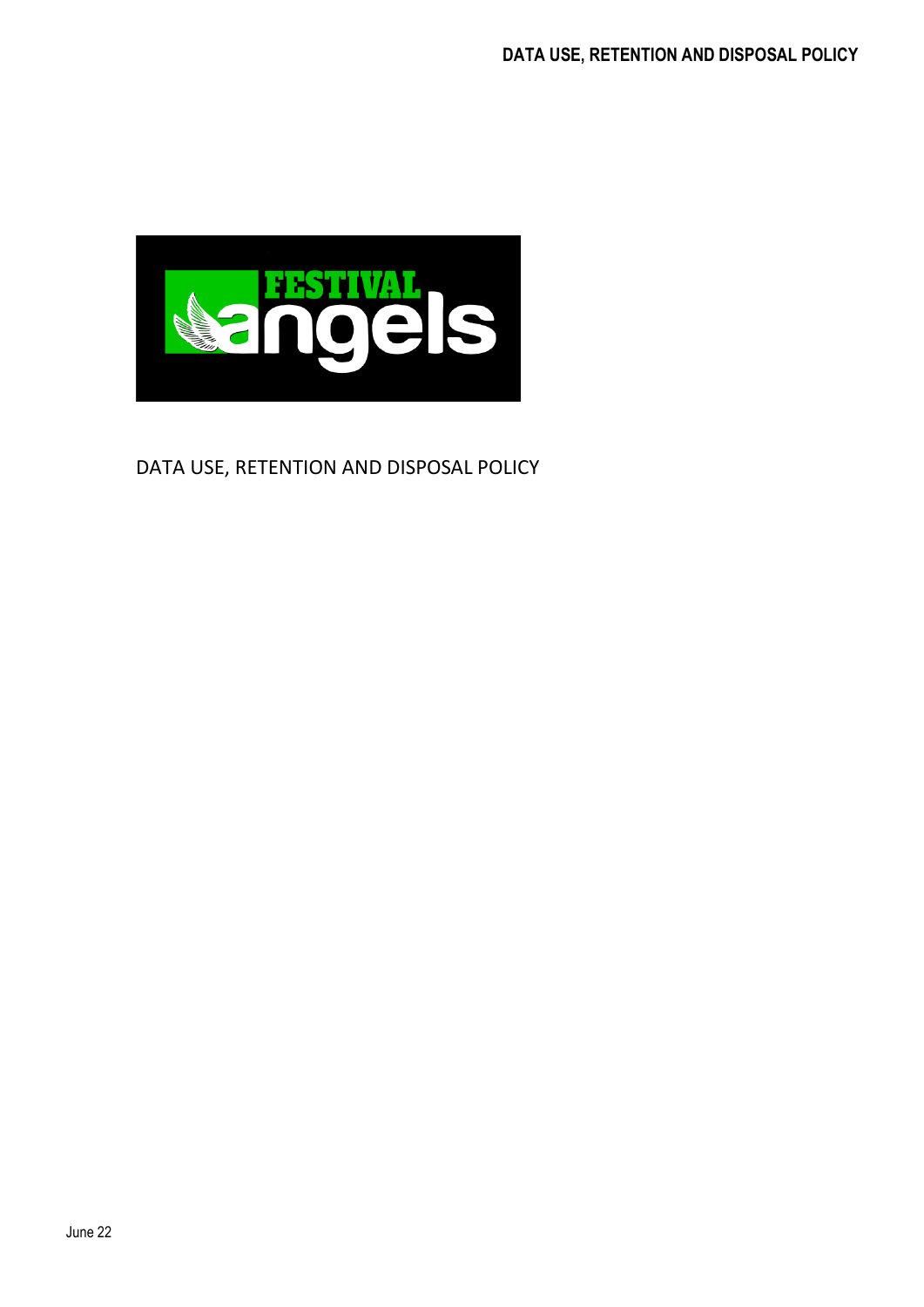# DATA USE, RETENTION AND DISPOSAL POLICY

June 22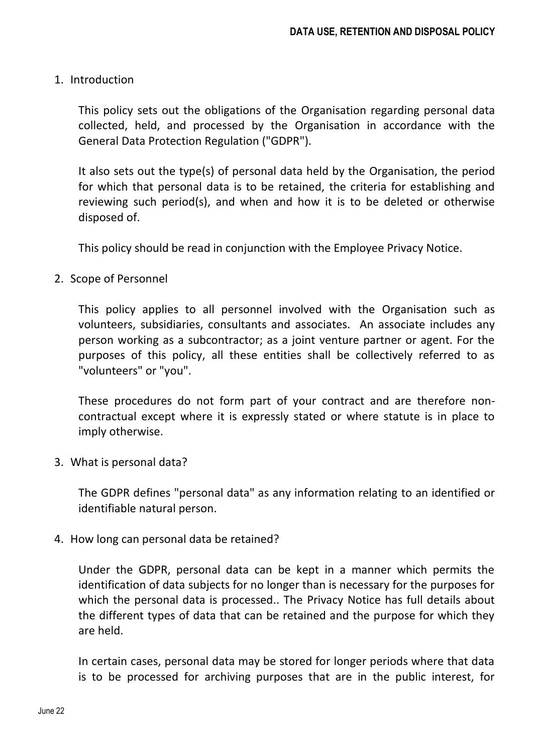1. Introduction

   This policy sets out the obligations of the Organisation regarding personal data collected, held, and processed by the Organisation in accordance with the General Data Protection Regulation ("GDPR").

   It also sets out the type(s) of personal data held by the Organisation, the period for which that personal data is to be retained, the criteria for establishing and reviewing such period(s), and when and how it is to be deleted or otherwise disposed of.

   This policy should be read in conjunction with the Employee Privacy Notice.

2. Scope of Personnel

   This policy applies to all personnel involved with the Organisation such as volunteers, subsidiaries, consultants and associates. An associate includes any person working as a subcontractor; as a joint venture partner or agent. For the purposes of this policy, all these entities shall be collectively referred to as "volunteers" or "you".

   These procedures do not form part of your contract and are therefore non-contractual except where it is expressly stated or where statute is in place to imply otherwise.

3. What is personal data?

   The GDPR defines "personal data" as any information relating to an identified or identifiable natural person.

4. How long can personal data be retained?

   Under the GDPR, personal data can be kept in a manner which permits the identification of data subjects for no longer than is necessary for the purposes for which the personal data is processed.. The Privacy Notice has full details about the different types of data that can be retained and the purpose for which they are held.

   In certain cases, personal data may be stored for longer periods where that data is to be processed for archiving purposes that are in the public interest, for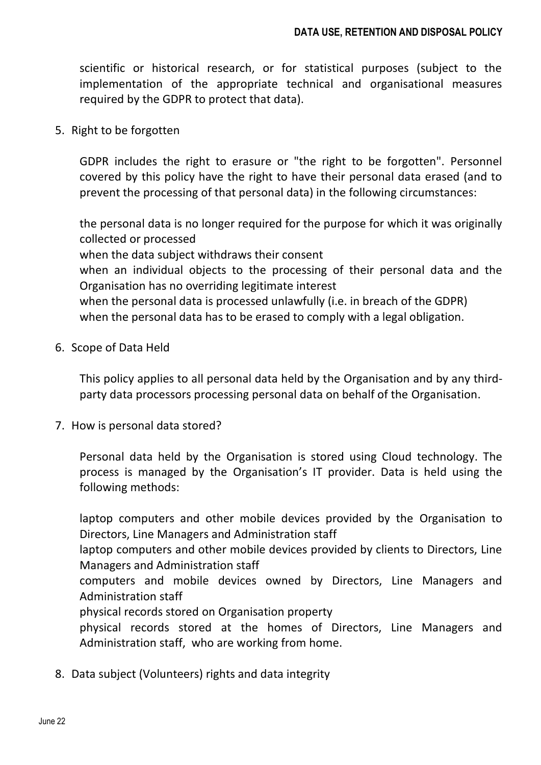scientific or historical research, or for statistical purposes (subject to the implementation of the appropriate technical and organisational measures required by the GDPR to protect that data).

5. Right to be forgotten

   GDPR includes the right to erasure or "the right to be forgotten". Personnel covered by this policy have the right to have their personal data erased (and to prevent the processing of that personal data) in the following circumstances:

   the personal data is no longer required for the purpose for which it was originally collected or processed
   when the data subject withdraws their consent
   when an individual objects to the processing of their personal data and the Organisation has no overriding legitimate interest
   when the personal data is processed unlawfully (i.e. in breach of the GDPR)
   when the personal data has to be erased to comply with a legal obligation.

6. Scope of Data Held

   This policy applies to all personal data held by the Organisation and by any third-party data processors processing personal data on behalf of the Organisation.

7. How is personal data stored?

   Personal data held by the Organisation is stored using Cloud technology. The process is managed by the Organisation's IT provider. Data is held using the following methods:

   laptop computers and other mobile devices provided by the Organisation to Directors, Line Managers and Administration staff
   laptop computers and other mobile devices provided by clients to Directors, Line Managers and Administration staff
   computers and mobile devices owned by Directors, Line Managers and Administration staff
   physical records stored on Organisation property
   physical records stored at the homes of Directors, Line Managers and Administration staff, who are working from home.

8. Data subject (Volunteers) rights and data integrity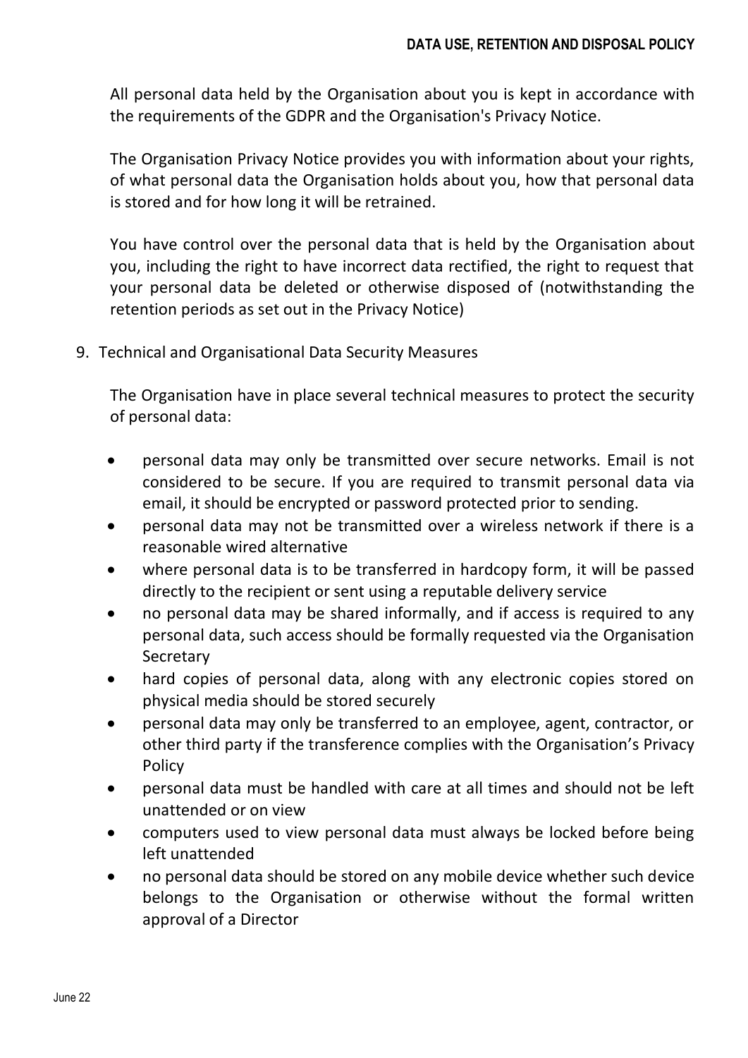All personal data held by the Organisation about you is kept in accordance with the requirements of the GDPR and the Organisation's Privacy Notice.

The Organisation Privacy Notice provides you with information about your rights, of what personal data the Organisation holds about you, how that personal data is stored and for how long it will be retrained.

You have control over the personal data that is held by the Organisation about you, including the right to have incorrect data rectified, the right to request that your personal data be deleted or otherwise disposed of (notwithstanding the retention periods as set out in the Privacy Notice)

9. Technical and Organisational Data Security Measures

The Organisation have in place several technical measures to protect the security of personal data:

- personal data may only be transmitted over secure networks. Email is not considered to be secure. If you are required to transmit personal data via email, it should be encrypted or password protected prior to sending.
- personal data may not be transmitted over a wireless network if there is a reasonable wired alternative
- where personal data is to be transferred in hardcopy form, it will be passed directly to the recipient or sent using a reputable delivery service
- no personal data may be shared informally, and if access is required to any personal data, such access should be formally requested via the Organisation Secretary
- hard copies of personal data, along with any electronic copies stored on physical media should be stored securely
- personal data may only be transferred to an employee, agent, contractor, or other third party if the transference complies with the Organisation's Privacy Policy
- personal data must be handled with care at all times and should not be left unattended or on view
- computers used to view personal data must always be locked before being left unattended
- no personal data should be stored on any mobile device whether such device belongs to the Organisation or otherwise without the formal written approval of a Director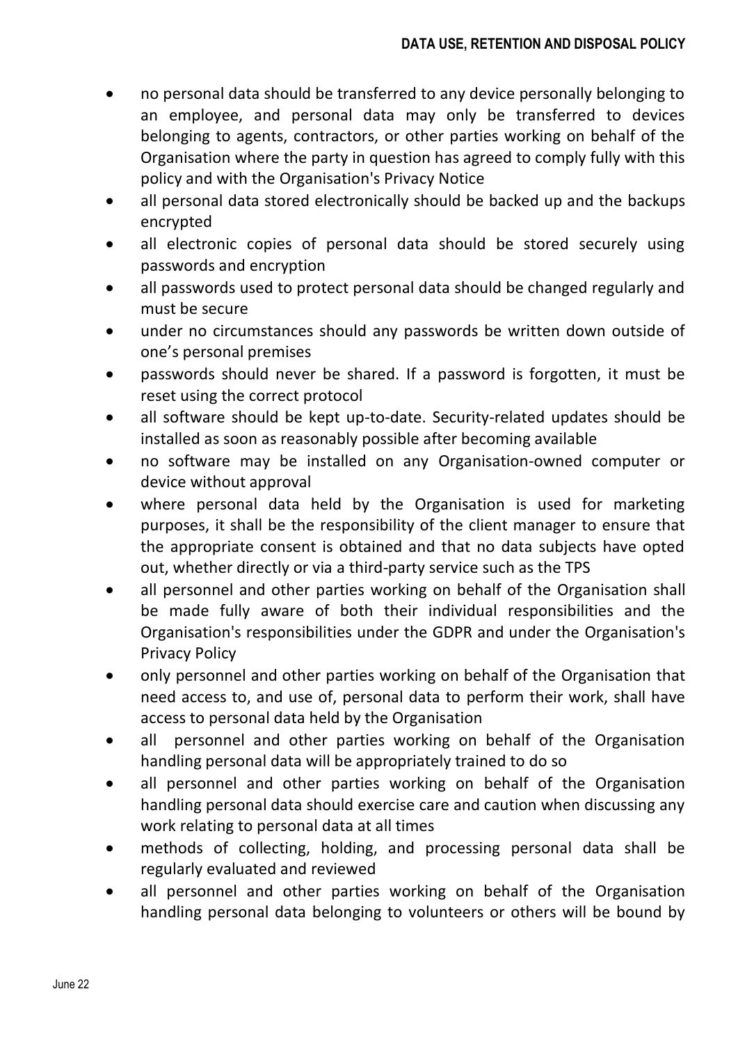- no personal data should be transferred to any device personally belonging to an employee, and personal data may only be transferred to devices belonging to agents, contractors, or other parties working on behalf of the Organisation where the party in question has agreed to comply fully with this policy and with the Organisation's Privacy Notice
- all personal data stored electronically should be backed up and the backups encrypted
- all electronic copies of personal data should be stored securely using passwords and encryption
- all passwords used to protect personal data should be changed regularly and must be secure
- under no circumstances should any passwords be written down outside of one's personal premises
- passwords should never be shared. If a password is forgotten, it must be reset using the correct protocol
- all software should be kept up-to-date. Security-related updates should be installed as soon as reasonably possible after becoming available
- no software may be installed on any Organisation-owned computer or device without approval
- where personal data held by the Organisation is used for marketing purposes, it shall be the responsibility of the client manager to ensure that the appropriate consent is obtained and that no data subjects have opted out, whether directly or via a third-party service such as the TPS
- all personnel and other parties working on behalf of the Organisation shall be made fully aware of both their individual responsibilities and the Organisation's responsibilities under the GDPR and under the Organisation's Privacy Policy
- only personnel and other parties working on behalf of the Organisation that need access to, and use of, personal data to perform their work, shall have access to personal data held by the Organisation
- all personnel and other parties working on behalf of the Organisation handling personal data will be appropriately trained to do so
- all personnel and other parties working on behalf of the Organisation handling personal data should exercise care and caution when discussing any work relating to personal data at all times
- methods of collecting, holding, and processing personal data shall be regularly evaluated and reviewed
- all personnel and other parties working on behalf of the Organisation handling personal data belonging to volunteers or others will be bound by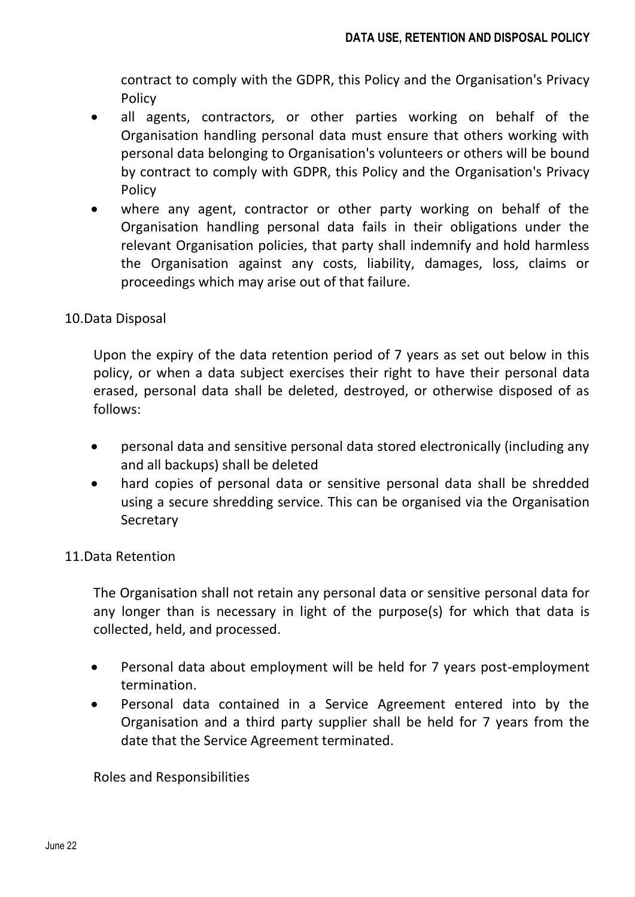contract to comply with the GDPR, this Policy and the Organisation's Privacy Policy

- all agents, contractors, or other parties working on behalf of the Organisation handling personal data must ensure that others working with personal data belonging to Organisation's volunteers or others will be bound by contract to comply with GDPR, this Policy and the Organisation's Privacy Policy
- where any agent, contractor or other party working on behalf of the Organisation handling personal data fails in their obligations under the relevant Organisation policies, that party shall indemnify and hold harmless the Organisation against any costs, liability, damages, loss, claims or proceedings which may arise out of that failure.

10.Data Disposal

Upon the expiry of the data retention period of 7 years as set out below in this policy, or when a data subject exercises their right to have their personal data erased, personal data shall be deleted, destroyed, or otherwise disposed of as follows:

- personal data and sensitive personal data stored electronically (including any and all backups) shall be deleted
- hard copies of personal data or sensitive personal data shall be shredded using a secure shredding service. This can be organised via the Organisation Secretary

11.Data Retention

The Organisation shall not retain any personal data or sensitive personal data for any longer than is necessary in light of the purpose(s) for which that data is collected, held, and processed.

- Personal data about employment will be held for 7 years post-employment termination.
- Personal data contained in a Service Agreement entered into by the Organisation and a third party supplier shall be held for 7 years from the date that the Service Agreement terminated.

Roles and Responsibilities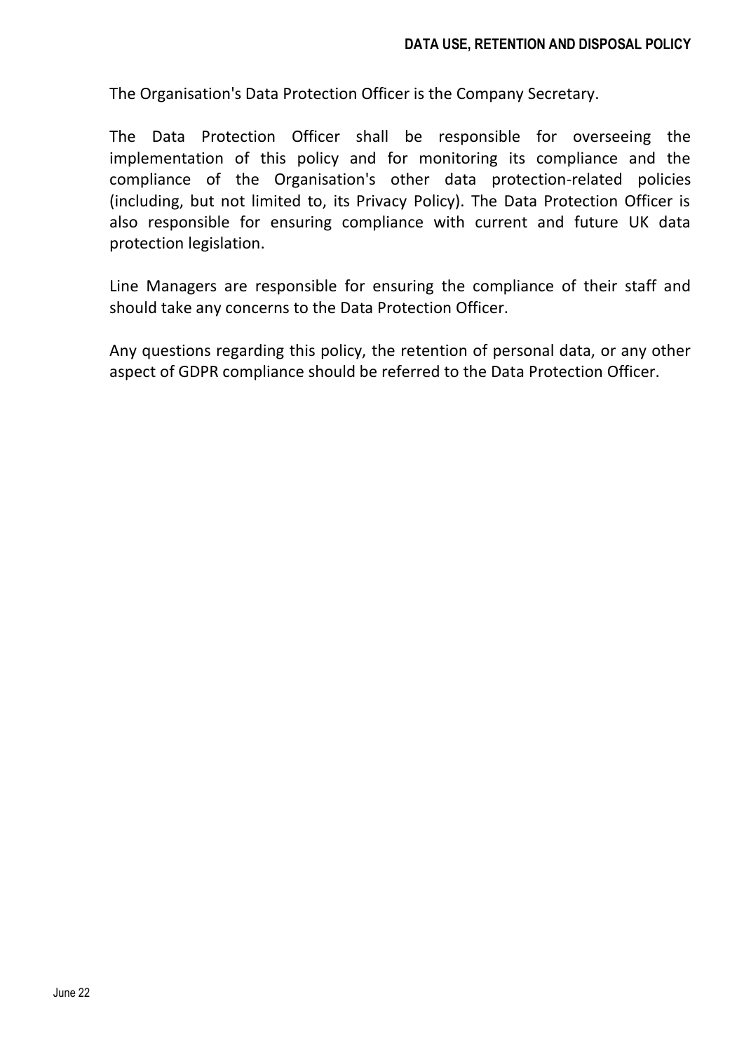The Organisation's Data Protection Officer is the Company Secretary.

The Data Protection Officer shall be responsible for overseeing the implementation of this policy and for monitoring its compliance and the compliance of the Organisation's other data protection-related policies (including, but not limited to, its Privacy Policy). The Data Protection Officer is also responsible for ensuring compliance with current and future UK data protection legislation.

Line Managers are responsible for ensuring the compliance of their staff and should take any concerns to the Data Protection Officer.

Any questions regarding this policy, the retention of personal data, or any other aspect of GDPR compliance should be referred to the Data Protection Officer.